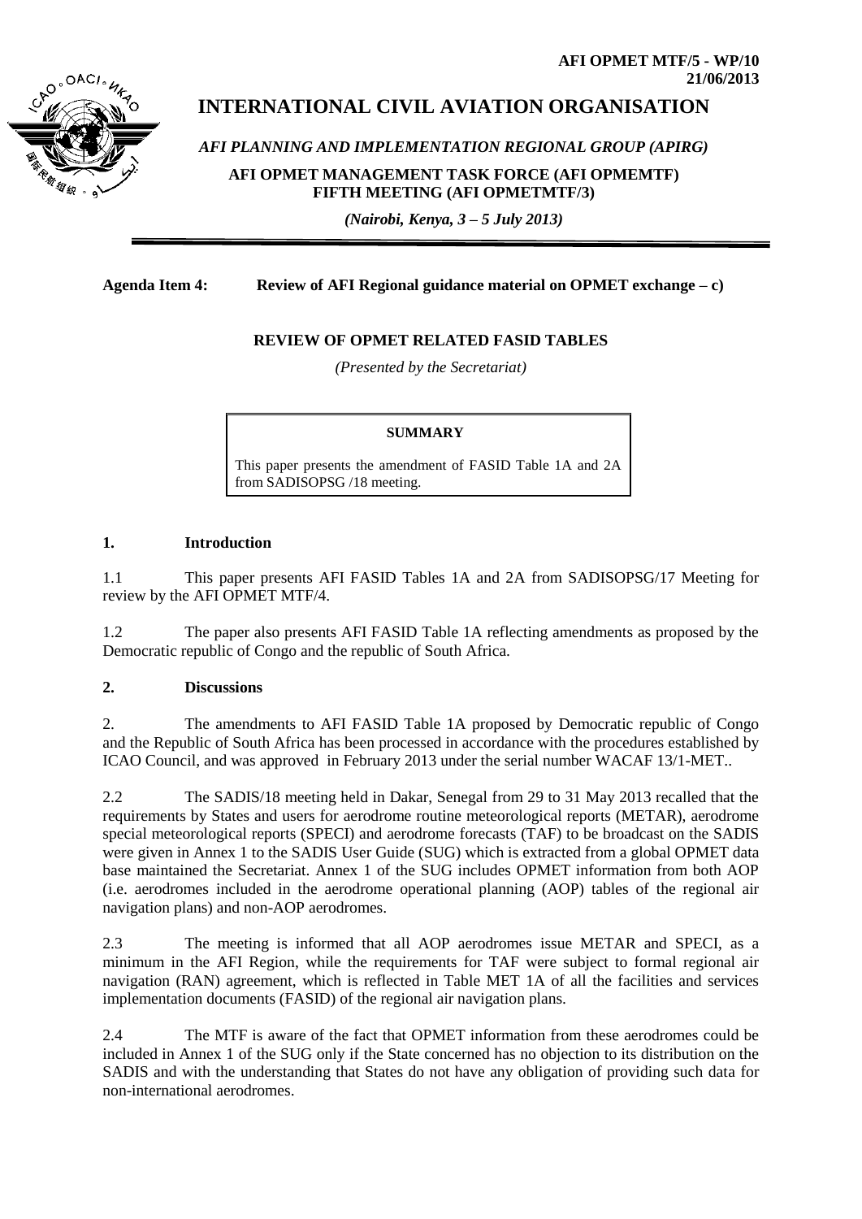**AFI OPMET MTF/5 - WP/10**
**21/06/2013**

# INTERNATIONAL CIVIL AVIATION ORGANISATION

*AFI PLANNING AND IMPLEMENTATION REGIONAL GROUP (APIRG)*

**AFI OPMET MANAGEMENT TASK FORCE (AFI OPMEMTF)**
**FIFTH MEETING (AFI OPMETMTF/3)**

***(Nairobi, Kenya, 3 – 5 July 2013)***

---

**Agenda Item 4: Review of AFI Regional guidance material on OPMET exchange – c)**

**REVIEW OF OPMET RELATED FASID TABLES**

*(Presented by the Secretariat)*

> **SUMMARY**
>
> This paper presents the amendment of FASID Table 1A and 2A from SADISOPSG /18 meeting.

## 1. Introduction

1.1 This paper presents AFI FASID Tables 1A and 2A from SADISOPSG/17 Meeting for review by the AFI OPMET MTF/4.

1.2 The paper also presents AFI FASID Table 1A reflecting amendments as proposed by the Democratic republic of Congo and the republic of South Africa.

## 2. Discussions

2. The amendments to AFI FASID Table 1A proposed by Democratic republic of Congo and the Republic of South Africa has been processed in accordance with the procedures established by ICAO Council, and was approved in February 2013 under the serial number WACAF 13/1-MET..

2.2 The SADIS/18 meeting held in Dakar, Senegal from 29 to 31 May 2013 recalled that the requirements by States and users for aerodrome routine meteorological reports (METAR), aerodrome special meteorological reports (SPECI) and aerodrome forecasts (TAF) to be broadcast on the SADIS were given in Annex 1 to the SADIS User Guide (SUG) which is extracted from a global OPMET data base maintained the Secretariat. Annex 1 of the SUG includes OPMET information from both AOP (i.e. aerodromes included in the aerodrome operational planning (AOP) tables of the regional air navigation plans) and non-AOP aerodromes.

2.3 The meeting is informed that all AOP aerodromes issue METAR and SPECI, as a minimum in the AFI Region, while the requirements for TAF were subject to formal regional air navigation (RAN) agreement, which is reflected in Table MET 1A of all the facilities and services implementation documents (FASID) of the regional air navigation plans.

2.4 The MTF is aware of the fact that OPMET information from these aerodromes could be included in Annex 1 of the SUG only if the State concerned has no objection to its distribution on the SADIS and with the understanding that States do not have any obligation of providing such data for non-international aerodromes.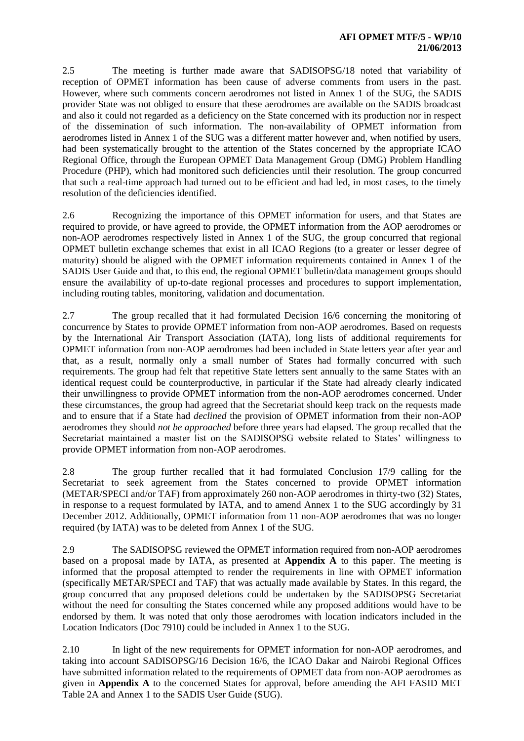2.5 The meeting is further made aware that SADISOPSG/18 noted that variability of reception of OPMET information has been cause of adverse comments from users in the past. However, where such comments concern aerodromes not listed in Annex 1 of the SUG, the SADIS provider State was not obliged to ensure that these aerodromes are available on the SADIS broadcast and also it could not regarded as a deficiency on the State concerned with its production nor in respect of the dissemination of such information. The non-availability of OPMET information from aerodromes listed in Annex 1 of the SUG was a different matter however and, when notified by users, had been systematically brought to the attention of the States concerned by the appropriate ICAO Regional Office, through the European OPMET Data Management Group (DMG) Problem Handling Procedure (PHP), which had monitored such deficiencies until their resolution. The group concurred that such a real-time approach had turned out to be efficient and had led, in most cases, to the timely resolution of the deficiencies identified.

2.6 Recognizing the importance of this OPMET information for users, and that States are required to provide, or have agreed to provide, the OPMET information from the AOP aerodromes or non-AOP aerodromes respectively listed in Annex 1 of the SUG, the group concurred that regional OPMET bulletin exchange schemes that exist in all ICAO Regions (to a greater or lesser degree of maturity) should be aligned with the OPMET information requirements contained in Annex 1 of the SADIS User Guide and that, to this end, the regional OPMET bulletin/data management groups should ensure the availability of up-to-date regional processes and procedures to support implementation, including routing tables, monitoring, validation and documentation.

2.7 The group recalled that it had formulated Decision 16/6 concerning the monitoring of concurrence by States to provide OPMET information from non-AOP aerodromes. Based on requests by the International Air Transport Association (IATA), long lists of additional requirements for OPMET information from non-AOP aerodromes had been included in State letters year after year and that, as a result, normally only a small number of States had formally concurred with such requirements. The group had felt that repetitive State letters sent annually to the same States with an identical request could be counterproductive, in particular if the State had already clearly indicated their unwillingness to provide OPMET information from the non-AOP aerodromes concerned. Under these circumstances, the group had agreed that the Secretariat should keep track on the requests made and to ensure that if a State had *declined* the provision of OPMET information from their non-AOP aerodromes they should *not be approached* before three years had elapsed. The group recalled that the Secretariat maintained a master list on the SADISOPSG website related to States' willingness to provide OPMET information from non-AOP aerodromes.

2.8 The group further recalled that it had formulated Conclusion 17/9 calling for the Secretariat to seek agreement from the States concerned to provide OPMET information (METAR/SPECI and/or TAF) from approximately 260 non-AOP aerodromes in thirty-two (32) States, in response to a request formulated by IATA, and to amend Annex 1 to the SUG accordingly by 31 December 2012. Additionally, OPMET information from 11 non-AOP aerodromes that was no longer required (by IATA) was to be deleted from Annex 1 of the SUG.

2.9 The SADISOPSG reviewed the OPMET information required from non-AOP aerodromes based on a proposal made by IATA, as presented at **Appendix A** to this paper. The meeting is informed that the proposal attempted to render the requirements in line with OPMET information (specifically METAR/SPECI and TAF) that was actually made available by States. In this regard, the group concurred that any proposed deletions could be undertaken by the SADISOPSG Secretariat without the need for consulting the States concerned while any proposed additions would have to be endorsed by them. It was noted that only those aerodromes with location indicators included in the Location Indicators (Doc 7910) could be included in Annex 1 to the SUG.

2.10 In light of the new requirements for OPMET information for non-AOP aerodromes, and taking into account SADISOPSG/16 Decision 16/6, the ICAO Dakar and Nairobi Regional Offices have submitted information related to the requirements of OPMET data from non-AOP aerodromes as given in **Appendix A** to the concerned States for approval, before amending the AFI FASID MET Table 2A and Annex 1 to the SADIS User Guide (SUG).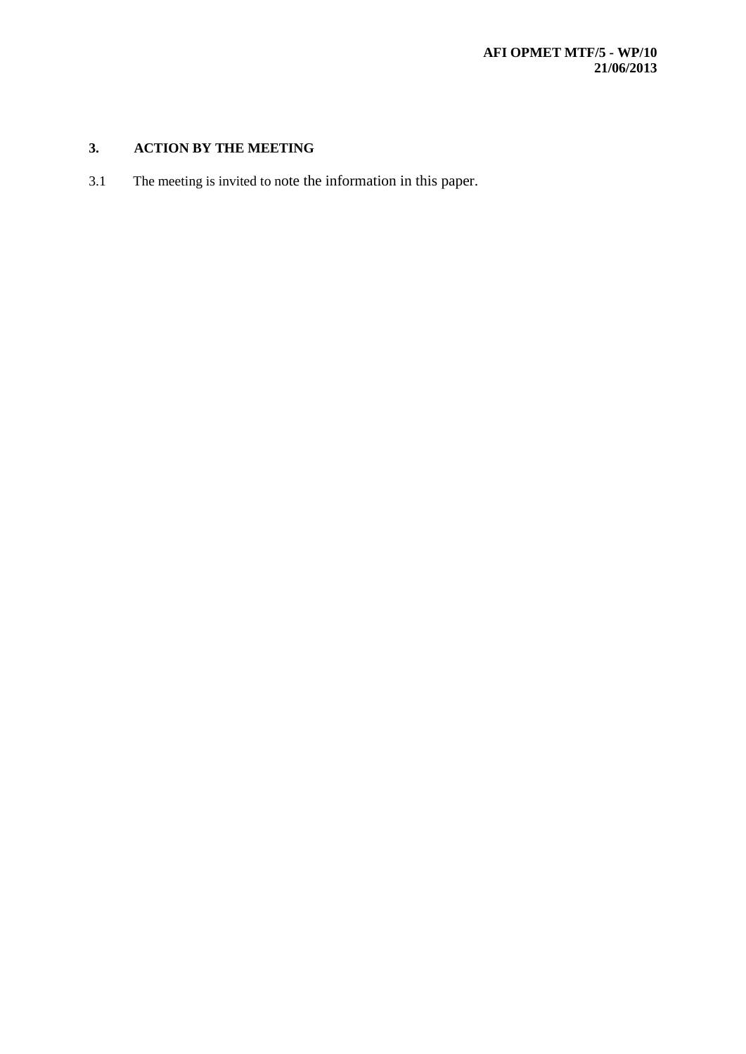## 3. ACTION BY THE MEETING

3.1 The meeting is invited to note the information in this paper.